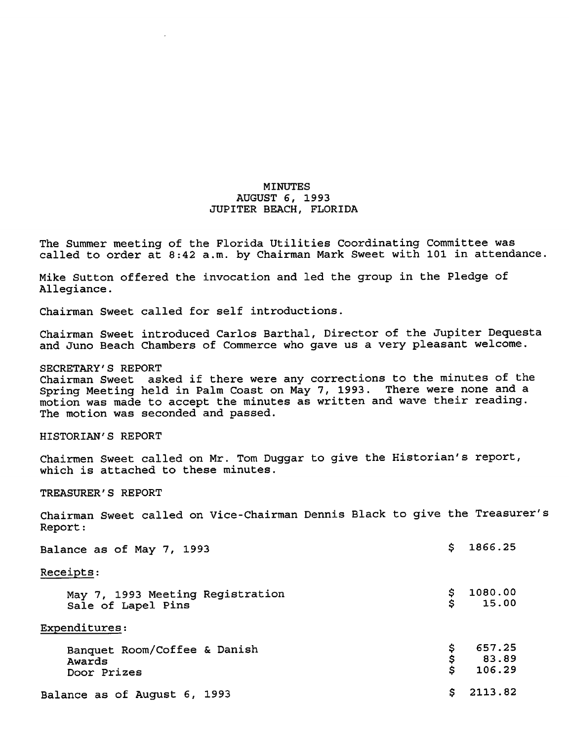# MINUTES
## AUGUST 6, 1993
## JUPITER BEACH, FLORIDA

The Summer meeting of the Florida Utilities Coordinating Committee was called to order at 8:42 a.m. by Chairman Mark Sweet with 101 in attendance.

Mike Sutton offered the invocation and led the group in the Pledge of Allegiance.

Chairman Sweet called for self introductions.

Chairman Sweet introduced Carlos Barthal, Director of the Jupiter Dequesta and Juno Beach Chambers of Commerce who gave us a very pleasant welcome.

### SECRETARY'S REPORT

Chairman Sweet asked if there were any corrections to the minutes of the Spring Meeting held in Palm Coast on May 7, 1993. There were none and a motion was made to accept the minutes as written and wave their reading. The motion was seconded and passed.

### HISTORIAN'S REPORT

Chairmen Sweet called on Mr. Tom Duggar to give the Historian's report, which is attached to these minutes.

### TREASURER'S REPORT

Chairman Sweet called on Vice-Chairman Dennis Black to give the Treasurer's Report:

| | |
|---|---|
| Balance as of May 7, 1993 | $ 1866.25 |
| <u>Receipts</u>: | |
| May 7, 1993 Meeting Registration | $ 1080.00 |
| Sale of Lapel Pins | $ 15.00 |
| <u>Expenditures</u>: | |
| Banquet Room/Coffee & Danish | $ 657.25 |
| Awards | $ 83.89 |
| Door Prizes | $ 106.29 |
| Balance as of August 6, 1993 | $ 2113.82 |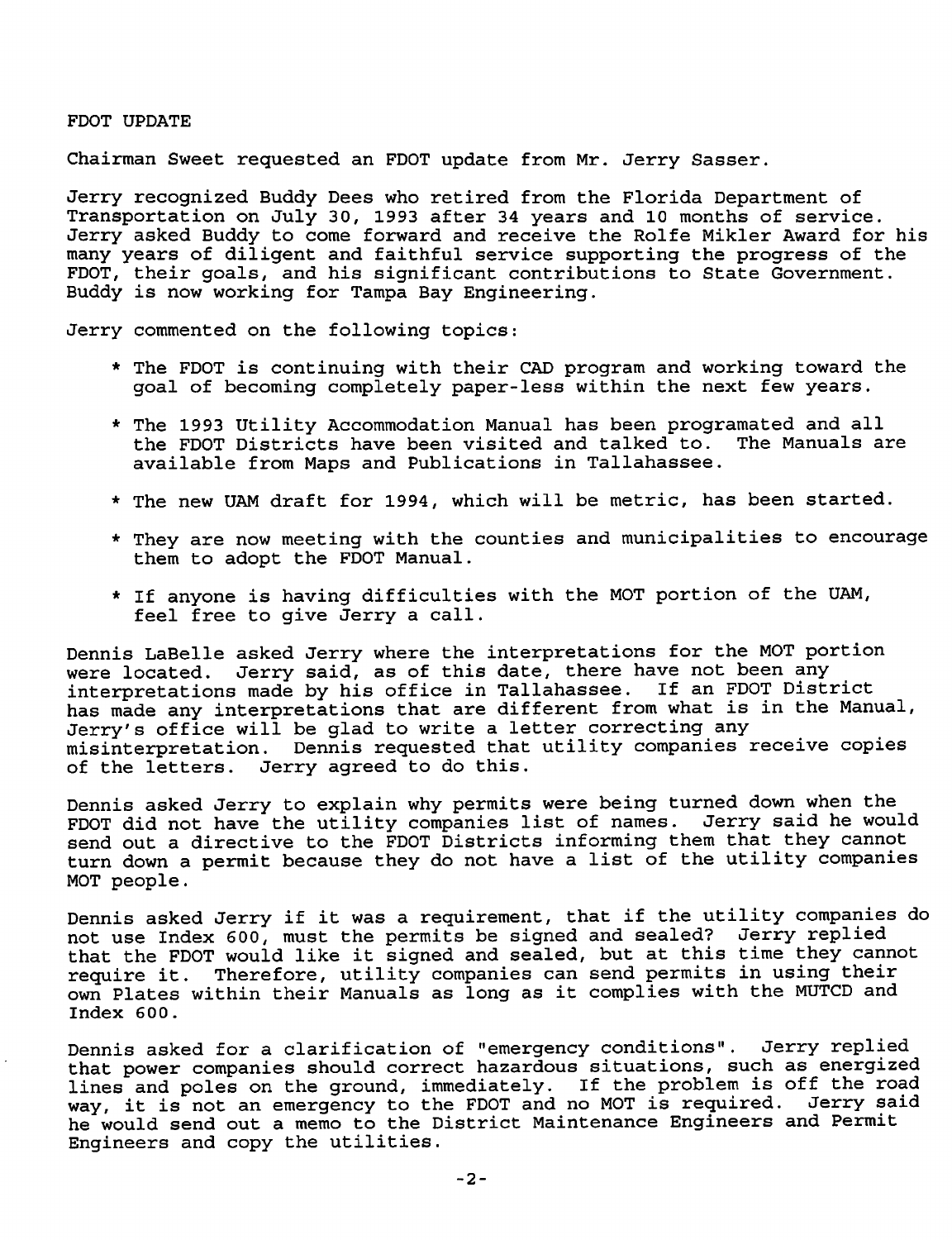## FDOT UPDATE

Chairman Sweet requested an FDOT update from Mr. Jerry Sasser.

Jerry recognized Buddy Dees who retired from the Florida Department of Transportation on July 30, 1993 after 34 years and 10 months of service. Jerry asked Buddy to come forward and receive the Rolfe Mikler Award for his many years of diligent and faithful service supporting the progress of the FDOT, their goals, and his significant contributions to State Government. Buddy is now working for Tampa Bay Engineering.

Jerry commented on the following topics:

* The FDOT is continuing with their CAD program and working toward the goal of becoming completely paper-less within the next few years.
* The 1993 Utility Accommodation Manual has been programated and all the FDOT Districts have been visited and talked to. The Manuals are available from Maps and Publications in Tallahassee.
* The new UAM draft for 1994, which will be metric, has been started.
* They are now meeting with the counties and municipalities to encourage them to adopt the FDOT Manual.
* If anyone is having difficulties with the MOT portion of the UAM, feel free to give Jerry a call.

Dennis LaBelle asked Jerry where the interpretations for the MOT portion were located. Jerry said, as of this date, there have not been any interpretations made by his office in Tallahassee. If an FDOT District has made any interpretations that are different from what is in the Manual, Jerry's office will be glad to write a letter correcting any misinterpretation. Dennis requested that utility companies receive copies of the letters. Jerry agreed to do this.

Dennis asked Jerry to explain why permits were being turned down when the FDOT did not have the utility companies list of names. Jerry said he would send out a directive to the FDOT Districts informing them that they cannot turn down a permit because they do not have a list of the utility companies MOT people.

Dennis asked Jerry if it was a requirement, that if the utility companies do not use Index 600, must the permits be signed and sealed? Jerry replied that the FDOT would like it signed and sealed, but at this time they cannot require it. Therefore, utility companies can send permits in using their own Plates within their Manuals as long as it complies with the MUTCD and Index 600.

Dennis asked for a clarification of "emergency conditions". Jerry replied that power companies should correct hazardous situations, such as energized lines and poles on the ground, immediately. If the problem is off the road way, it is not an emergency to the FDOT and no MOT is required. Jerry said he would send out a memo to the District Maintenance Engineers and Permit Engineers and copy the utilities.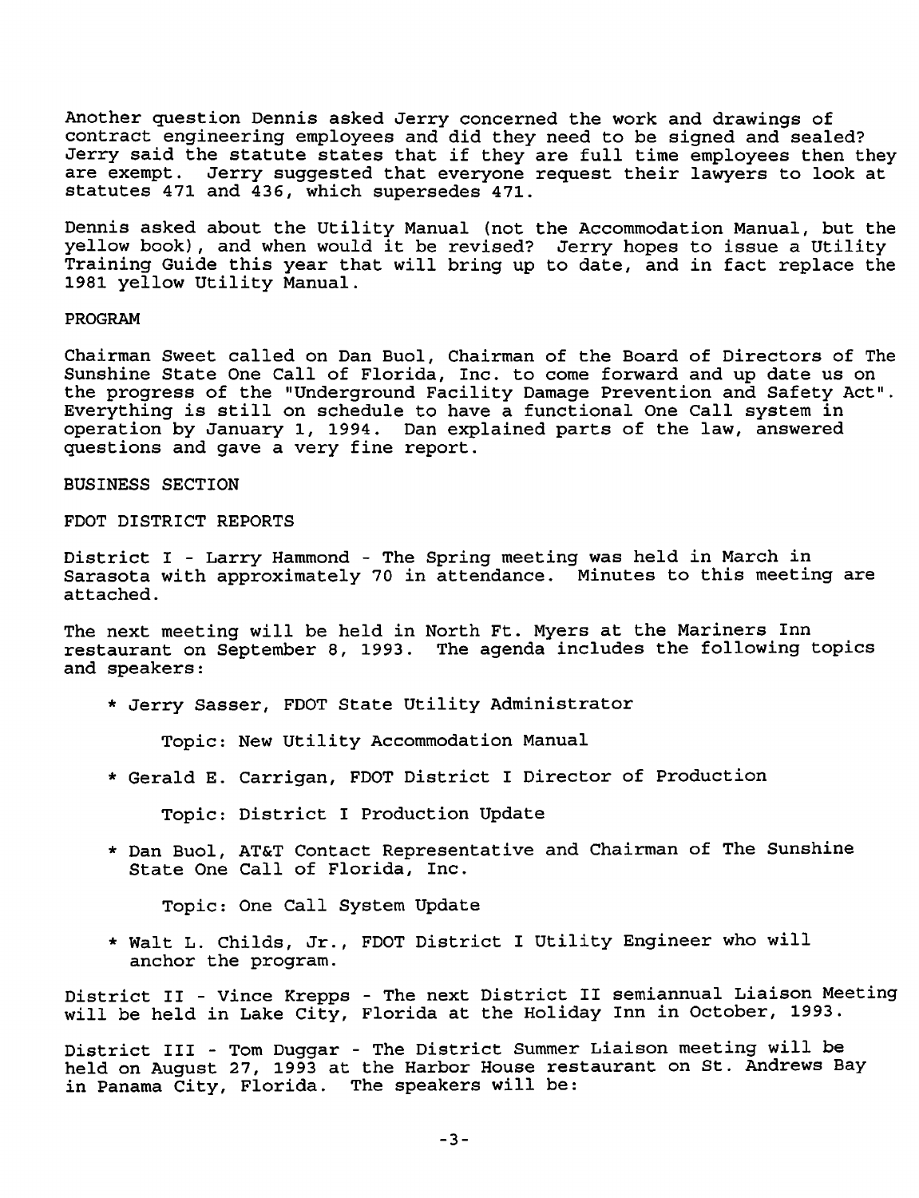Another question Dennis asked Jerry concerned the work and drawings of contract engineering employees and did they need to be signed and sealed? Jerry said the statute states that if they are full time employees then they are exempt. Jerry suggested that everyone request their lawyers to look at statutes 471 and 436, which supersedes 471.

Dennis asked about the Utility Manual (not the Accommodation Manual, but the yellow book), and when would it be revised? Jerry hopes to issue a Utility Training Guide this year that will bring up to date, and in fact replace the 1981 yellow Utility Manual.

## PROGRAM

Chairman Sweet called on Dan Buol, Chairman of the Board of Directors of The Sunshine State One Call of Florida, Inc. to come forward and up date us on the progress of the "Underground Facility Damage Prevention and Safety Act". Everything is still on schedule to have a functional One Call system in operation by January 1, 1994. Dan explained parts of the law, answered questions and gave a very fine report.

## BUSINESS SECTION

### FDOT DISTRICT REPORTS

District I - Larry Hammond - The Spring meeting was held in March in Sarasota with approximately 70 in attendance. Minutes to this meeting are attached.

The next meeting will be held in North Ft. Myers at the Mariners Inn restaurant on September 8, 1993. The agenda includes the following topics and speakers:

* Jerry Sasser, FDOT State Utility Administrator

  Topic: New Utility Accommodation Manual

* Gerald E. Carrigan, FDOT District I Director of Production

  Topic: District I Production Update

* Dan Buol, AT&T Contact Representative and Chairman of The Sunshine State One Call of Florida, Inc.

  Topic: One Call System Update

* Walt L. Childs, Jr., FDOT District I Utility Engineer who will anchor the program.

District II - Vince Krepps - The next District II semiannual Liaison Meeting will be held in Lake City, Florida at the Holiday Inn in October, 1993.

District III - Tom Duggar - The District Summer Liaison meeting will be held on August 27, 1993 at the Harbor House restaurant on St. Andrews Bay in Panama City, Florida. The speakers will be: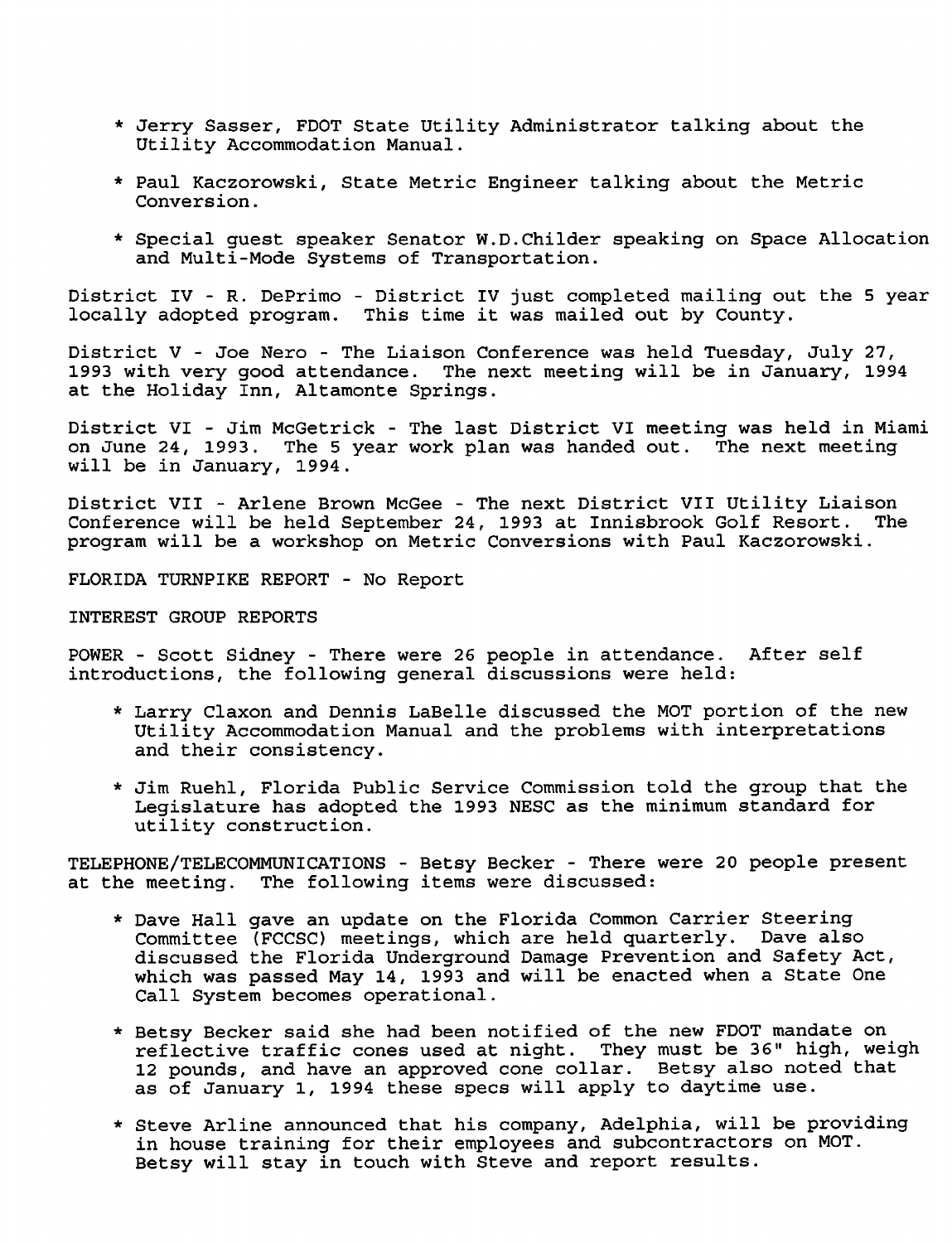* Jerry Sasser, FDOT State Utility Administrator talking about the Utility Accommodation Manual.

* Paul Kaczorowski, State Metric Engineer talking about the Metric Conversion.

* Special guest speaker Senator W.D.Childer speaking on Space Allocation and Multi-Mode Systems of Transportation.

District IV - R. DePrimo - District IV just completed mailing out the 5 year locally adopted program. This time it was mailed out by County.

District V - Joe Nero - The Liaison Conference was held Tuesday, July 27, 1993 with very good attendance. The next meeting will be in January, 1994 at the Holiday Inn, Altamonte Springs.

District VI - Jim McGetrick - The last District VI meeting was held in Miami on June 24, 1993. The 5 year work plan was handed out. The next meeting will be in January, 1994.

District VII - Arlene Brown McGee - The next District VII Utility Liaison Conference will be held September 24, 1993 at Innisbrook Golf Resort. The program will be a workshop on Metric Conversions with Paul Kaczorowski.

FLORIDA TURNPIKE REPORT - No Report

INTEREST GROUP REPORTS

POWER - Scott Sidney - There were 26 people in attendance. After self introductions, the following general discussions were held:

* Larry Claxon and Dennis LaBelle discussed the MOT portion of the new Utility Accommodation Manual and the problems with interpretations and their consistency.

* Jim Ruehl, Florida Public Service Commission told the group that the Legislature has adopted the 1993 NESC as the minimum standard for utility construction.

TELEPHONE/TELECOMMUNICATIONS - Betsy Becker - There were 20 people present at the meeting. The following items were discussed:

* Dave Hall gave an update on the Florida Common Carrier Steering Committee (FCCSC) meetings, which are held quarterly. Dave also discussed the Florida Underground Damage Prevention and Safety Act, which was passed May 14, 1993 and will be enacted when a State One Call System becomes operational.

* Betsy Becker said she had been notified of the new FDOT mandate on reflective traffic cones used at night. They must be 36" high, weigh 12 pounds, and have an approved cone collar. Betsy also noted that as of January 1, 1994 these specs will apply to daytime use.

* Steve Arline announced that his company, Adelphia, will be providing in house training for their employees and subcontractors on MOT. Betsy will stay in touch with Steve and report results.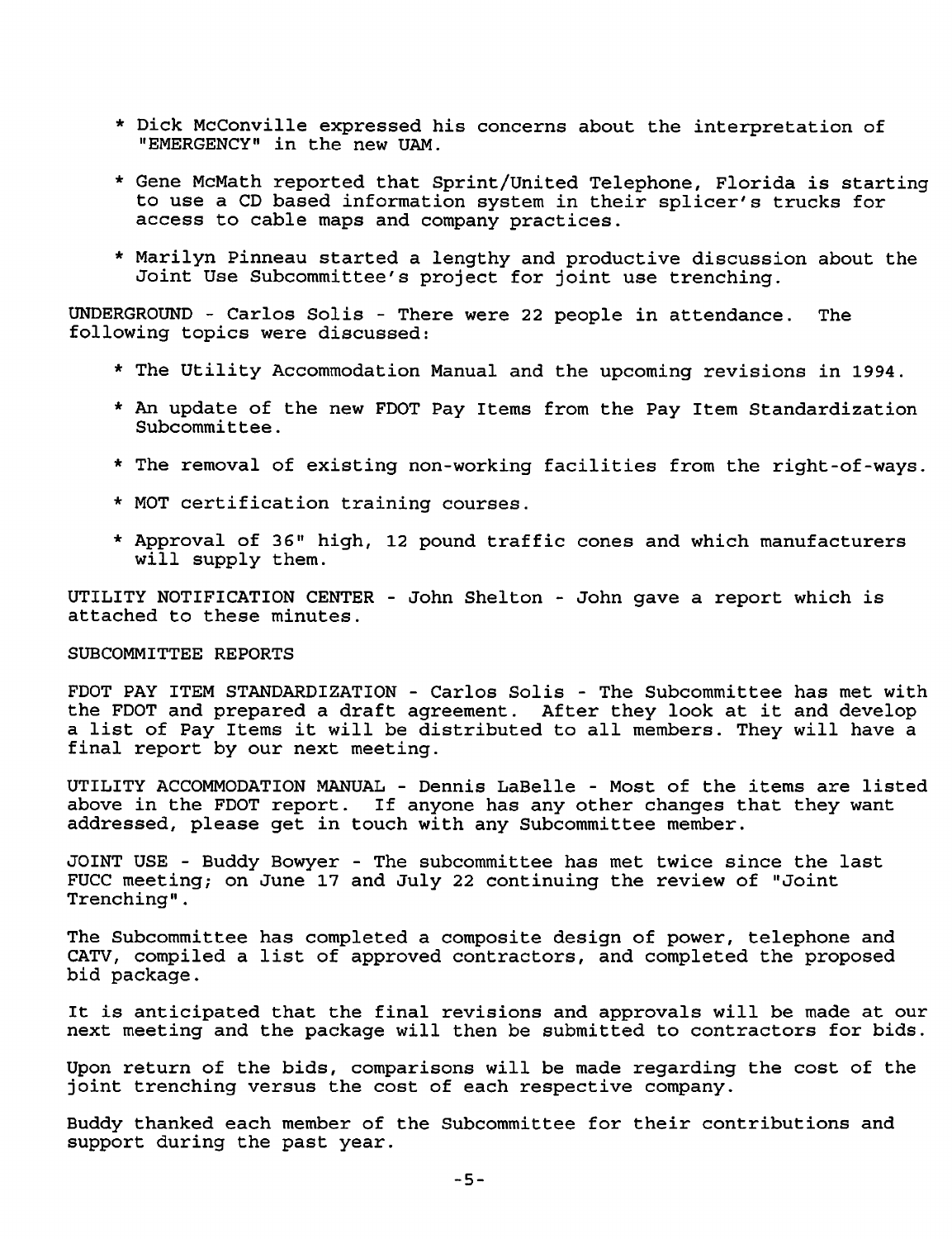* Dick McConville expressed his concerns about the interpretation of "EMERGENCY" in the new UAM.

* Gene McMath reported that Sprint/United Telephone, Florida is starting to use a CD based information system in their splicer's trucks for access to cable maps and company practices.

* Marilyn Pinneau started a lengthy and productive discussion about the Joint Use Subcommittee's project for joint use trenching.

UNDERGROUND - Carlos Solis - There were 22 people in attendance. The following topics were discussed:

* The Utility Accommodation Manual and the upcoming revisions in 1994.

* An update of the new FDOT Pay Items from the Pay Item Standardization Subcommittee.

* The removal of existing non-working facilities from the right-of-ways.

* MOT certification training courses.

* Approval of 36" high, 12 pound traffic cones and which manufacturers will supply them.

UTILITY NOTIFICATION CENTER - John Shelton - John gave a report which is attached to these minutes.

SUBCOMMITTEE REPORTS

FDOT PAY ITEM STANDARDIZATION - Carlos Solis - The Subcommittee has met with the FDOT and prepared a draft agreement. After they look at it and develop a list of Pay Items it will be distributed to all members. They will have a final report by our next meeting.

UTILITY ACCOMMODATION MANUAL - Dennis LaBelle - Most of the items are listed above in the FDOT report. If anyone has any other changes that they want addressed, please get in touch with any Subcommittee member.

JOINT USE - Buddy Bowyer - The subcommittee has met twice since the last FUCC meeting; on June 17 and July 22 continuing the review of "Joint Trenching".

The Subcommittee has completed a composite design of power, telephone and CATV, compiled a list of approved contractors, and completed the proposed bid package.

It is anticipated that the final revisions and approvals will be made at our next meeting and the package will then be submitted to contractors for bids.

Upon return of the bids, comparisons will be made regarding the cost of the joint trenching versus the cost of each respective company.

Buddy thanked each member of the Subcommittee for their contributions and support during the past year.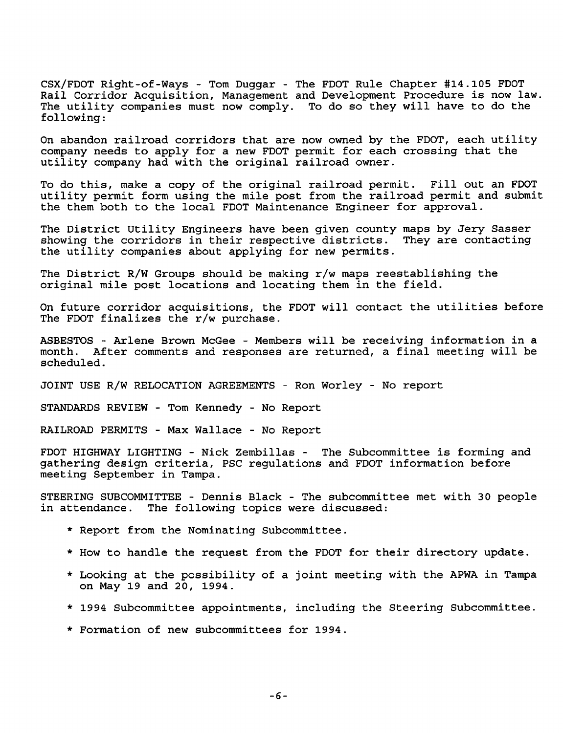CSX/FDOT Right-of-Ways - Tom Duggar - The FDOT Rule Chapter #14.105 FDOT Rail Corridor Acquisition, Management and Development Procedure is now law. The utility companies must now comply. To do so they will have to do the following:

On abandon railroad corridors that are now owned by the FDOT, each utility company needs to apply for a new FDOT permit for each crossing that the utility company had with the original railroad owner.

To do this, make a copy of the original railroad permit. Fill out an FDOT utility permit form using the mile post from the railroad permit and submit the them both to the local FDOT Maintenance Engineer for approval.

The District Utility Engineers have been given county maps by Jery Sasser showing the corridors in their respective districts. They are contacting the utility companies about applying for new permits.

The District R/W Groups should be making r/w maps reestablishing the original mile post locations and locating them in the field.

On future corridor acquisitions, the FDOT will contact the utilities before The FDOT finalizes the r/w purchase.

ASBESTOS - Arlene Brown McGee - Members will be receiving information in a month. After comments and responses are returned, a final meeting will be scheduled.

JOINT USE R/W RELOCATION AGREEMENTS - Ron Worley - No report

STANDARDS REVIEW - Tom Kennedy - No Report

RAILROAD PERMITS - Max Wallace - No Report

FDOT HIGHWAY LIGHTING - Nick Zembillas - The Subcommittee is forming and gathering design criteria, PSC regulations and FDOT information before meeting September in Tampa.

STEERING SUBCOMMITTEE - Dennis Black - The subcommittee met with 30 people in attendance. The following topics were discussed:

* Report from the Nominating Subcommittee.
* How to handle the request from the FDOT for their directory update.
* Looking at the possibility of a joint meeting with the APWA in Tampa on May 19 and 20, 1994.
* 1994 Subcommittee appointments, including the Steering Subcommittee.
* Formation of new subcommittees for 1994.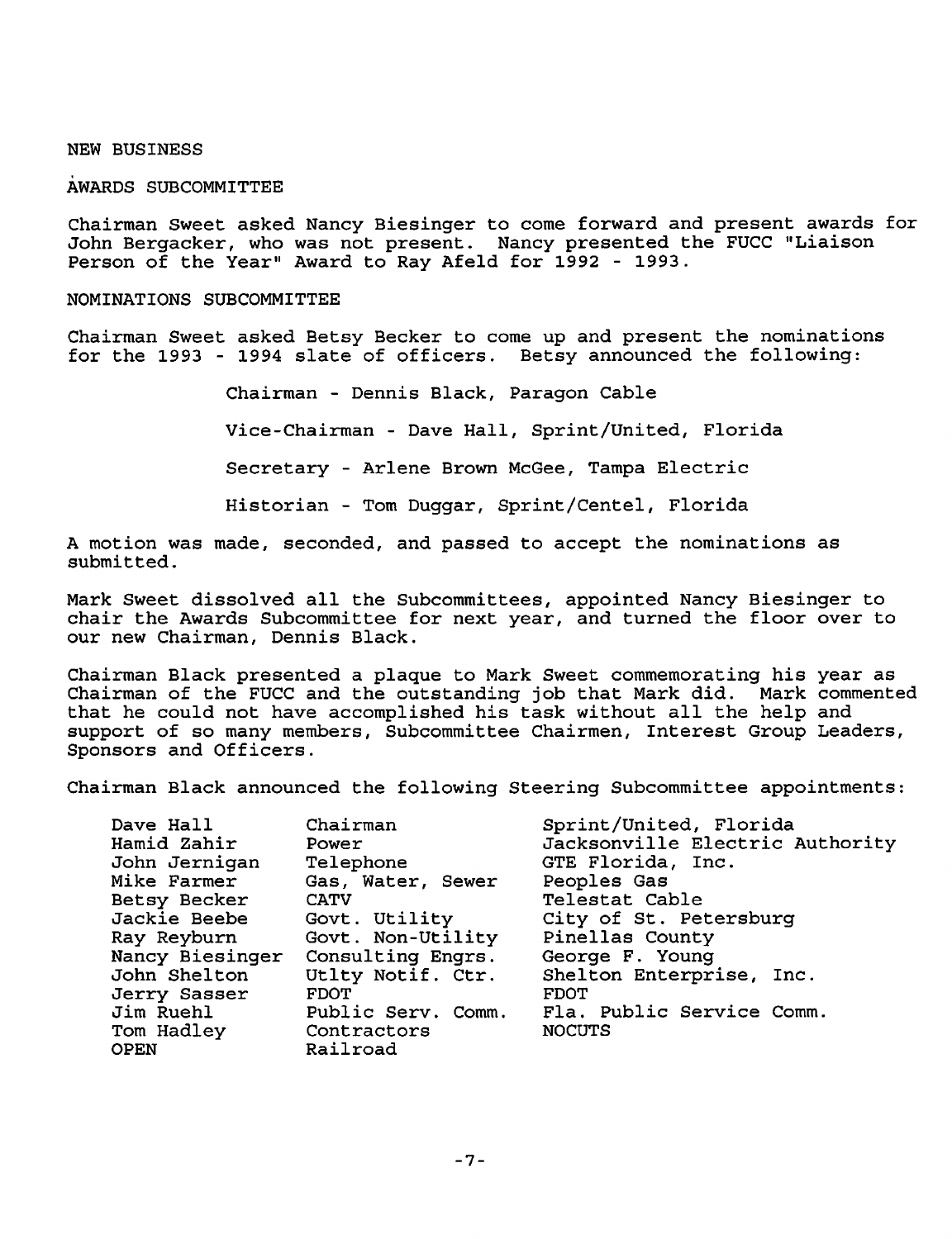NEW BUSINESS

AWARDS SUBCOMMITTEE

Chairman Sweet asked Nancy Biesinger to come forward and present awards for John Bergacker, who was not present. Nancy presented the FUCC "Liaison Person of the Year" Award to Ray Afeld for 1992 - 1993.

NOMINATIONS SUBCOMMITTEE

Chairman Sweet asked Betsy Becker to come up and present the nominations for the 1993 - 1994 slate of officers. Betsy announced the following:

Chairman - Dennis Black, Paragon Cable

Vice-Chairman - Dave Hall, Sprint/United, Florida

Secretary - Arlene Brown McGee, Tampa Electric

Historian - Tom Duggar, Sprint/Centel, Florida

A motion was made, seconded, and passed to accept the nominations as submitted.

Mark Sweet dissolved all the Subcommittees, appointed Nancy Biesinger to chair the Awards Subcommittee for next year, and turned the floor over to our new Chairman, Dennis Black.

Chairman Black presented a plaque to Mark Sweet commemorating his year as Chairman of the FUCC and the outstanding job that Mark did. Mark commented that he could not have accomplished his task without all the help and support of so many members, Subcommittee Chairmen, Interest Group Leaders, Sponsors and Officers.

Chairman Black announced the following Steering Subcommittee appointments:

| | | |
|---|---|---|
| Dave Hall | Chairman | Sprint/United, Florida |
| Hamid Zahir | Power | Jacksonville Electric Authority |
| John Jernigan | Telephone | GTE Florida, Inc. |
| Mike Farmer | Gas, Water, Sewer | Peoples Gas |
| Betsy Becker | CATV | Telestat Cable |
| Jackie Beebe | Govt. Utility | City of St. Petersburg |
| Ray Reyburn | Govt. Non-Utility | Pinellas County |
| Nancy Biesinger | Consulting Engrs. | George F. Young |
| John Shelton | Utlty Notif. Ctr. | Shelton Enterprise, Inc. |
| Jerry Sasser | FDOT | FDOT |
| Jim Ruehl | Public Serv. Comm. | Fla. Public Service Comm. |
| Tom Hadley | Contractors | NOCUTS |
| OPEN | Railroad | |